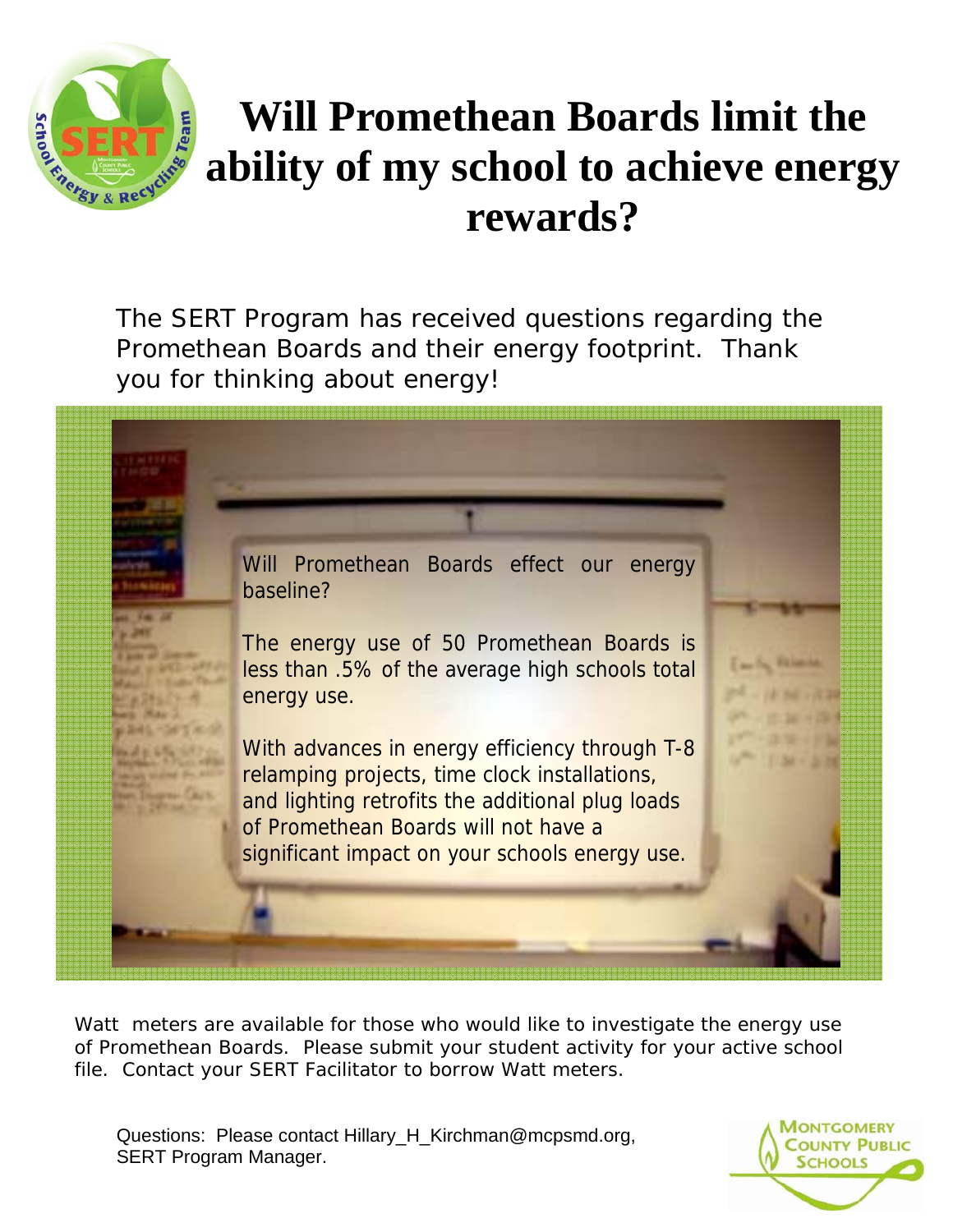# Will Promethean Boards limit the ability of my school to achieve energy rewards?

The SERT Program has received questions regarding the Promethean Boards and their energy footprint. Thank you for thinking about energy!

Will Promethean Boards effect our energy baseline?

The energy use of 50 Promethean Boards is less than .5% of the average high schools total energy use.

With advances in energy efficiency through T-8 relamping projects, time clock installations, and lighting retrofits the additional plug loads of Promethean Boards will not have a significant impact on your schools energy use.

Watt meters are available for those who would like to investigate the energy use of Promethean Boards. Please submit your student activity for your active school file. Contact your SERT Facilitator to borrow Watt meters.

Questions: Please contact Hillary_H_Kirchman@mcpsmd.org, SERT Program Manager.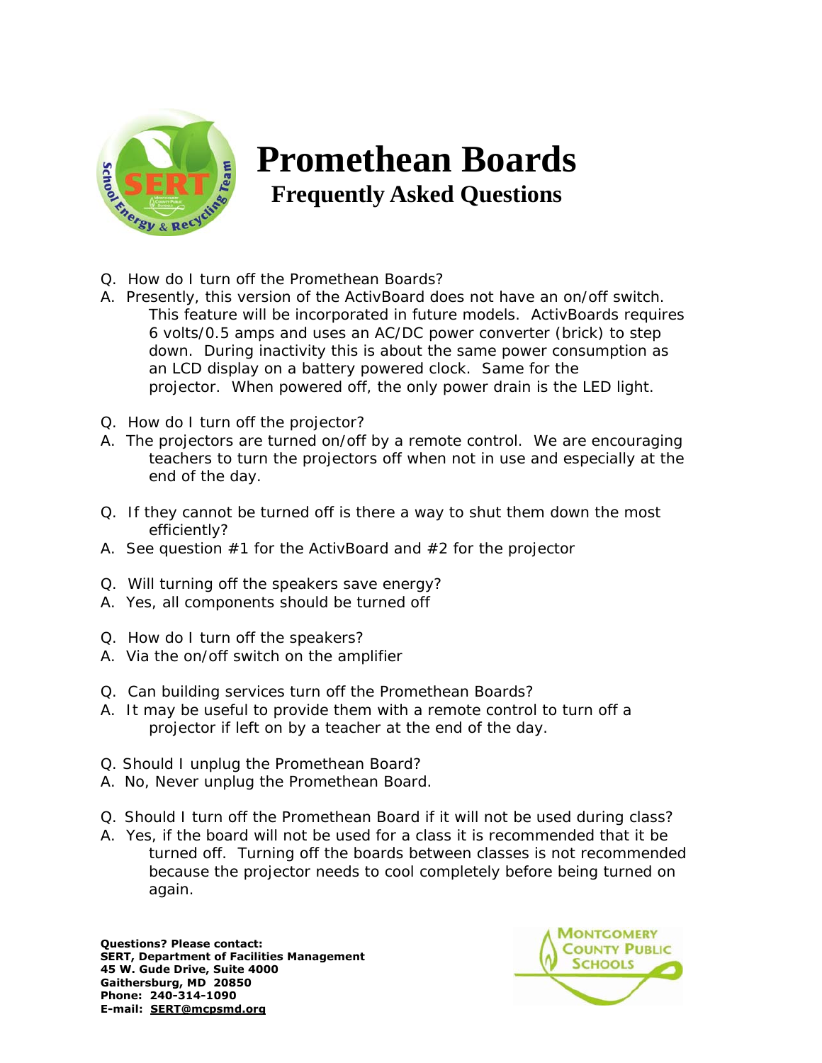# Promethean Boards

## Frequently Asked Questions

Q. How do I turn off the Promethean Boards?

A. Presently, this version of the ActivBoard does not have an on/off switch. This feature will be incorporated in future models. ActivBoards requires 6 volts/0.5 amps and uses an AC/DC power converter (brick) to step down. During inactivity this is about the same power consumption as an LCD display on a battery powered clock. Same for the projector. When powered off, the only power drain is the LED light.

Q. How do I turn off the projector?

A. The projectors are turned on/off by a remote control. We are encouraging teachers to turn the projectors off when not in use and especially at the end of the day.

Q. If they cannot be turned off is there a way to shut them down the most efficiently?

A. See question #1 for the ActivBoard and #2 for the projector

Q. Will turning off the speakers save energy?

A. Yes, all components should be turned off

Q. How do I turn off the speakers?

A. Via the on/off switch on the amplifier

Q. Can building services turn off the Promethean Boards?

A. It may be useful to provide them with a remote control to turn off a projector if left on by a teacher at the end of the day.

Q. Should I unplug the Promethean Board?

A. No, Never unplug the Promethean Board.

Q. Should I turn off the Promethean Board if it will not be used during class?

A. Yes, if the board will not be used for a class it is recommended that it be turned off. Turning off the boards between classes is not recommended because the projector needs to cool completely before being turned on again.

**Questions? Please contact:**
**SERT, Department of Facilities Management**
**45 W. Gude Drive, Suite 4000**
**Gaithersburg, MD 20850**
**Phone: 240-314-1090**
**E-mail: SERT@mcpsmd.org**

Montgomery County Public Schools